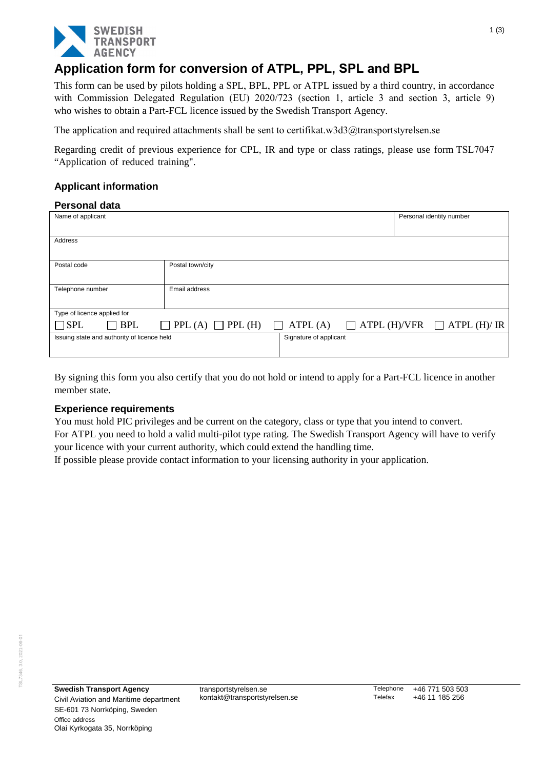# Application form for conversion of ATPL, PPL, SPL and BPL

This form can be used by pilots holding a SPL, BPL, PPL or ATPL issued by a third country, in accordance with Commission Delegated Regulation (EU) 2020/723 (section 1, article 3 and section 3, article 9) who wishes to obtain a Part-FCL licence issued by the Swedish Transport Agency.

The application and required attachments shall be sent to certifikat.w3d3@transportstyrelsen.se

Regarding credit of previous experience for CPL, IR and type or class ratings, please use form TSL7047 "Application of reduced training".

## Applicant information

### Personal data

| Name of applicant | | Personal identity number |
|---|---|---|
| Address | | |
| Postal code | Postal town/city | |
| Telephone number | Email address | |
| Type of licence applied for<br>☐ SPL ☐ BPL ☐ PPL (A) ☐ PPL (H) ☐ ATPL (A) ☐ ATPL (H)/VFR ☐ ATPL (H)/ IR | | |
| Issuing state and authority of licence held | Signature of applicant | |

By signing this form you also certify that you do not hold or intend to apply for a Part-FCL licence in another member state.

### Experience requirements

You must hold PIC privileges and be current on the category, class or type that you intend to convert.
For ATPL you need to hold a valid multi-pilot type rating. The Swedish Transport Agency will have to verify your licence with your current authority, which could extend the handling time.
If possible please provide contact information to your licensing authority in your application.

**Swedish Transport Agency**
Civil Aviation and Maritime department
SE-601 73 Norrköping, Sweden
Office address
Olai Kyrkogata 35, Norrköping

transportstyrelsen.se
kontakt@transportstyrelsen.se

Telephone +46 771 503 503
Telefax +46 11 185 256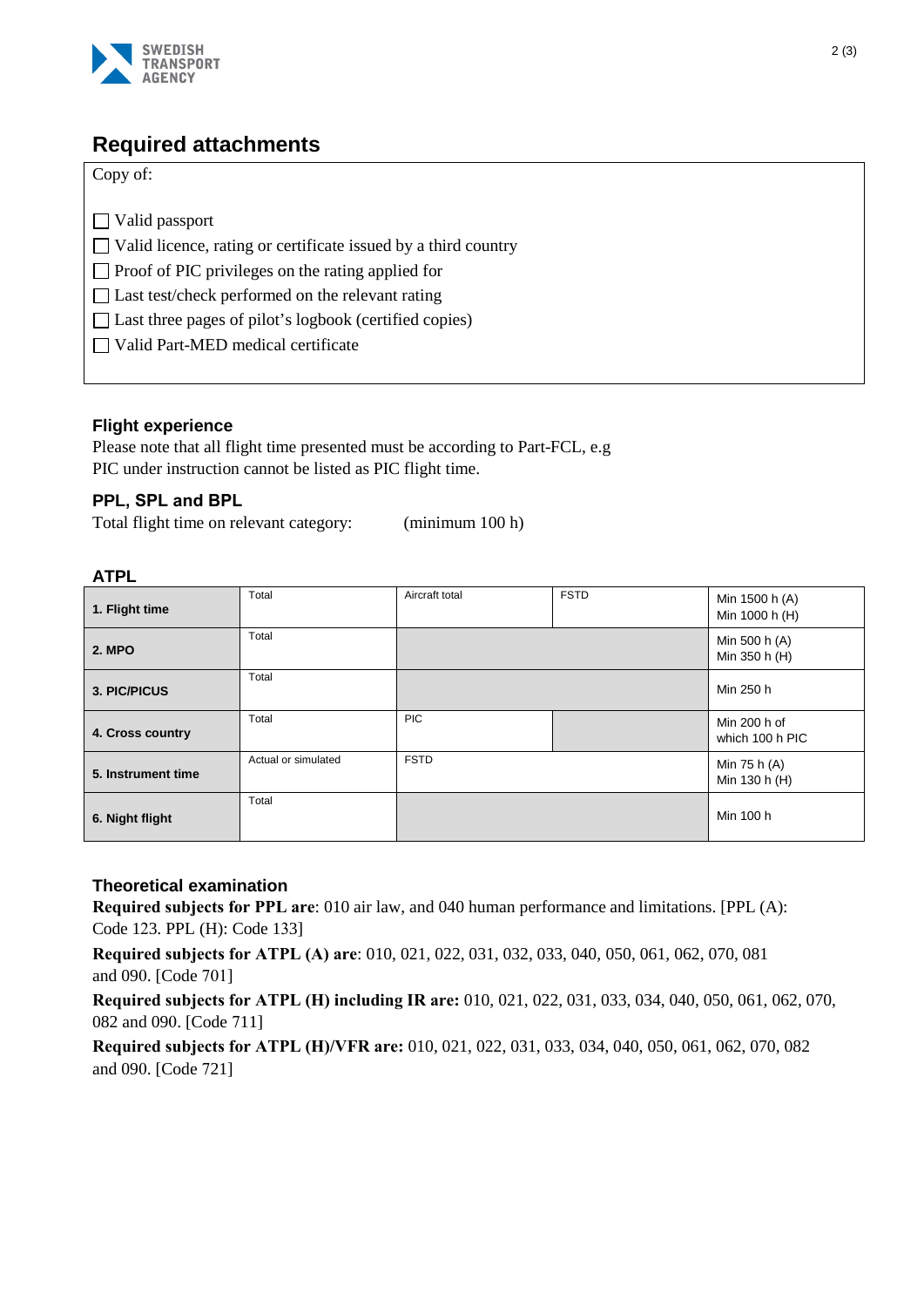## Required attachments

Copy of:

- ☐ Valid passport
- ☐ Valid licence, rating or certificate issued by a third country
- ☐ Proof of PIC privileges on the rating applied for
- ☐ Last test/check performed on the relevant rating
- ☐ Last three pages of pilot's logbook (certified copies)
- ☐ Valid Part-MED medical certificate

### Flight experience

Please note that all flight time presented must be according to Part-FCL, e.g PIC under instruction cannot be listed as PIC flight time.

### PPL, SPL and BPL

Total flight time on relevant category: (minimum 100 h)

### ATPL

| | | | | |
|---|---|---|---|---|
| **1. Flight time** | Total | Aircraft total | FSTD | Min 1500 h (A) Min 1000 h (H) |
| **2. MPO** | Total | | | Min 500 h (A) Min 350 h (H) |
| **3. PIC/PICUS** | Total | | | Min 250 h |
| **4. Cross country** | Total | PIC | | Min 200 h of which 100 h PIC |
| **5. Instrument time** | Actual or simulated | FSTD | | Min 75 h (A) Min 130 h (H) |
| **6. Night flight** | Total | | | Min 100 h |

### Theoretical examination

**Required subjects for PPL are**: 010 air law, and 040 human performance and limitations. [PPL (A): Code 123. PPL (H): Code 133]

**Required subjects for ATPL (A) are**: 010, 021, 022, 031, 032, 033, 040, 050, 061, 062, 070, 081 and 090. [Code 701]

**Required subjects for ATPL (H) including IR are:** 010, 021, 022, 031, 033, 034, 040, 050, 061, 062, 070, 082 and 090. [Code 711]

**Required subjects for ATPL (H)/VFR are:** 010, 021, 022, 031, 033, 034, 040, 050, 061, 062, 070, 082 and 090. [Code 721]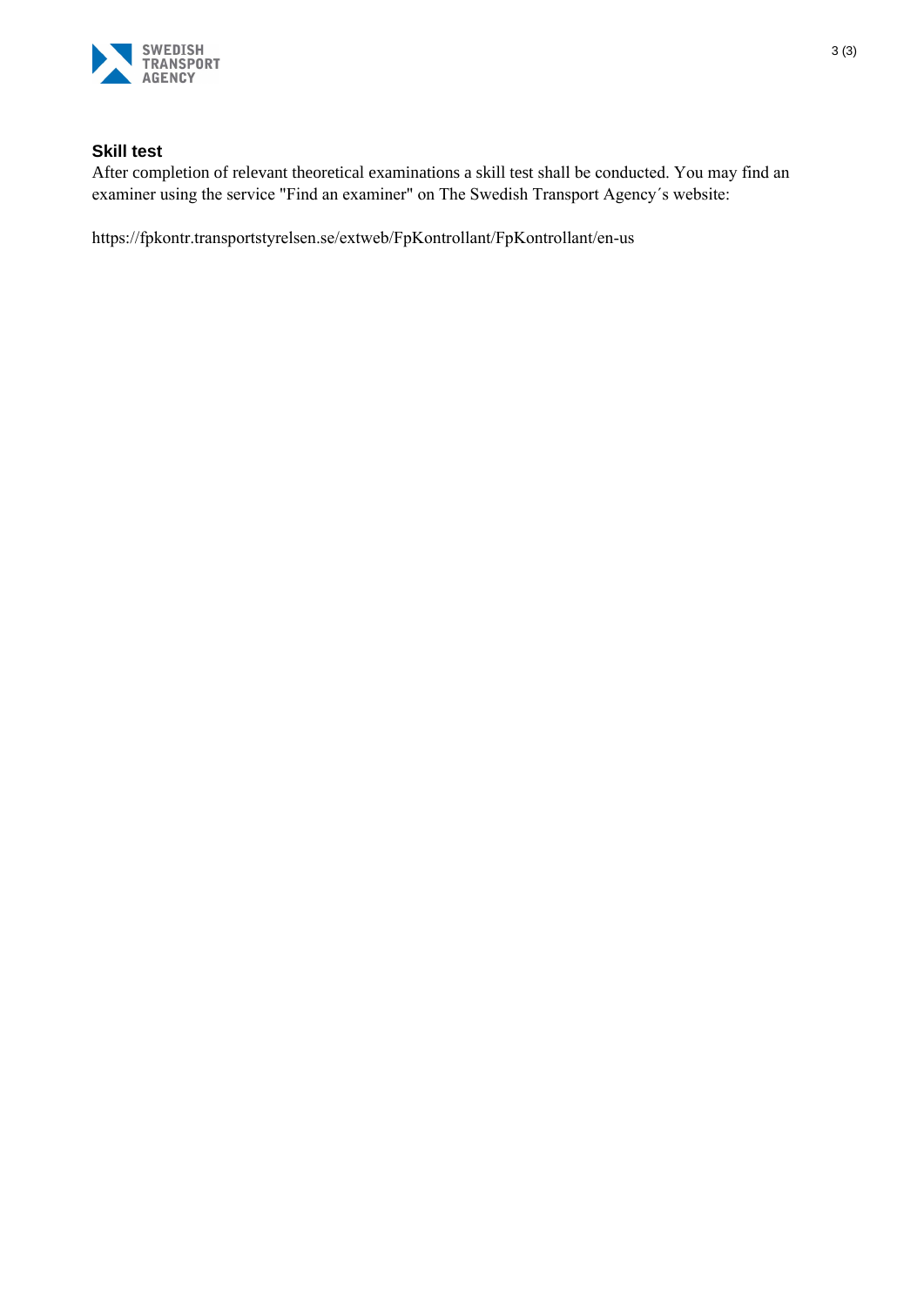## Skill test

After completion of relevant theoretical examinations a skill test shall be conducted. You may find an examiner using the service "Find an examiner" on The Swedish Transport Agency´s website:

https://fpkontr.transportstyrelsen.se/extweb/FpKontrollant/FpKontrollant/en-us